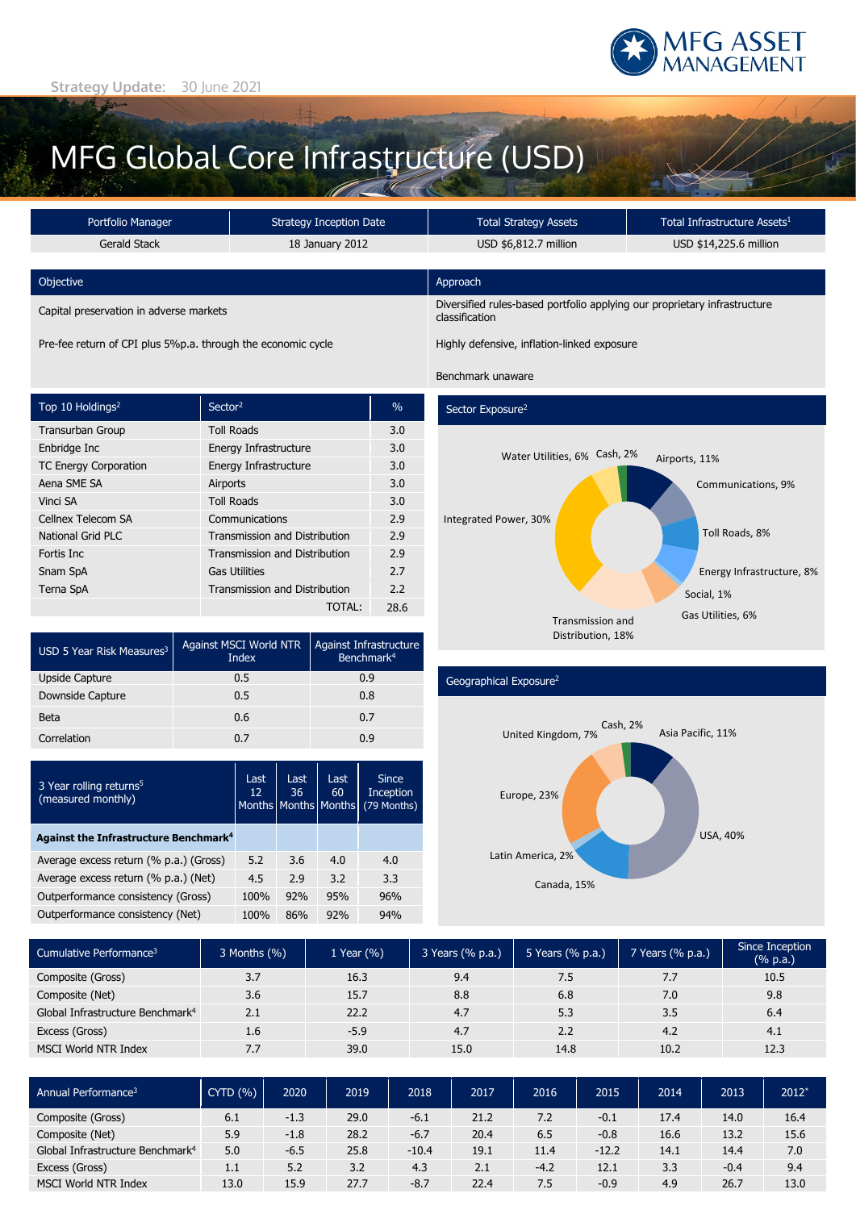Strategy Update: 30 June 2021

# MFG Global Core Infrastructure (USD)

| Portfolio Manager | Strategy Inception Date | Total Strategy Assets | Total Infrastructure Assets[1] |
|---|---|---|---|
| Gerald Stack | 18 January 2012 | USD $6,812.7 million | USD $14,225.6 million |

| Objective | Approach |
|---|---|
| Capital preservation in adverse markets | Diversified rules-based portfolio applying our proprietary infrastructure classification |
| Pre-fee return of CPI plus 5%p.a. through the economic cycle | Highly defensive, inflation-linked exposure |
| | Benchmark unaware |

| Top 10 Holdings[2] | Sector[2] | % |
|---|---|---|
| Transurban Group | Toll Roads | 3.0 |
| Enbridge Inc | Energy Infrastructure | 3.0 |
| TC Energy Corporation | Energy Infrastructure | 3.0 |
| Aena SME SA | Airports | 3.0 |
| Vinci SA | Toll Roads | 3.0 |
| Cellnex Telecom SA | Communications | 2.9 |
| National Grid PLC | Transmission and Distribution | 2.9 |
| Fortis Inc | Transmission and Distribution | 2.9 |
| Snam SpA | Gas Utilities | 2.7 |
| Terna SpA | Transmission and Distribution | 2.2 |
| | TOTAL: | 28.6 |

## Sector Exposure[2]

- Airports, 11%
- Communications, 9%
- Toll Roads, 8%
- Energy Infrastructure, 8%
- Social, 1%
- Gas Utilities, 6%
- Transmission and Distribution, 18%
- Integrated Power, 30%
- Water Utilities, 6%
- Cash, 2%

| USD 5 Year Risk Measures[3] | Against MSCI World NTR Index | Against Infrastructure Benchmark[4] |
|---|---|---|
| Upside Capture | 0.5 | 0.9 |
| Downside Capture | 0.5 | 0.8 |
| Beta | 0.6 | 0.7 |
| Correlation | 0.7 | 0.9 |

## Geographical Exposure[2]

- Asia Pacific, 11%
- USA, 40%
- Canada, 15%
- Latin America, 2%
- Europe, 23%
- United Kingdom, 7%
- Cash, 2%

| 3 Year rolling returns[5] (measured monthly) | Last 12 Months | Last 36 Months | Last 60 Months | Since Inception (79 Months) |
|---|---|---|---|---|
| **Against the Infrastructure Benchmark[4]** | | | | |
| Average excess return (% p.a.) (Gross) | 5.2 | 3.6 | 4.0 | 4.0 |
| Average excess return (% p.a.) (Net) | 4.5 | 2.9 | 3.2 | 3.3 |
| Outperformance consistency (Gross) | 100% | 92% | 95% | 96% |
| Outperformance consistency (Net) | 100% | 86% | 92% | 94% |

| Cumulative Performance[3] | 3 Months (%) | 1 Year (%) | 3 Years (% p.a.) | 5 Years (% p.a.) | 7 Years (% p.a.) | Since Inception (% p.a.) |
|---|---|---|---|---|---|---|
| Composite (Gross) | 3.7 | 16.3 | 9.4 | 7.5 | 7.7 | 10.5 |
| Composite (Net) | 3.6 | 15.7 | 8.8 | 6.8 | 7.0 | 9.8 |
| Global Infrastructure Benchmark[4] | 2.1 | 22.2 | 4.7 | 5.3 | 3.5 | 6.4 |
| Excess (Gross) | 1.6 | -5.9 | 4.7 | 2.2 | 4.2 | 4.1 |
| MSCI World NTR Index | 7.7 | 39.0 | 15.0 | 14.8 | 10.2 | 12.3 |

| Annual Performance[3] | CYTD (%) | 2020 | 2019 | 2018 | 2017 | 2016 | 2015 | 2014 | 2013 | 2012* |
|---|---|---|---|---|---|---|---|---|---|---|
| Composite (Gross) | 6.1 | -1.3 | 29.0 | -6.1 | 21.2 | 7.2 | -0.1 | 17.4 | 14.0 | 16.4 |
| Composite (Net) | 5.9 | -1.8 | 28.2 | -6.7 | 20.4 | 6.5 | -0.8 | 16.6 | 13.2 | 15.6 |
| Global Infrastructure Benchmark[4] | 5.0 | -6.5 | 25.8 | -10.4 | 19.1 | 11.4 | -12.2 | 14.1 | 14.4 | 7.0 |
| Excess (Gross) | 1.1 | 5.2 | 3.2 | 4.3 | 2.1 | -4.2 | 12.1 | 3.3 | -0.4 | 9.4 |
| MSCI World NTR Index | 13.0 | 15.9 | 27.7 | -8.7 | 22.4 | 7.5 | -0.9 | 4.9 | 26.7 | 13.0 |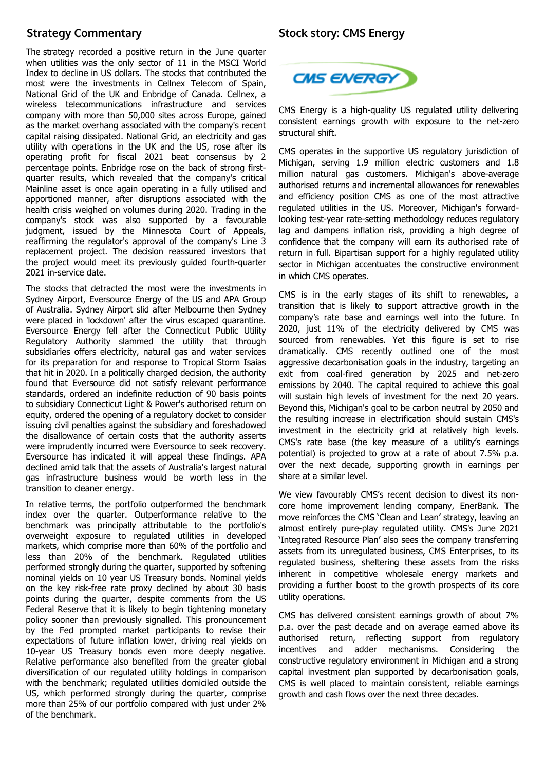## Strategy Commentary

The strategy recorded a positive return in the June quarter when utilities was the only sector of 11 in the MSCI World Index to decline in US dollars. The stocks that contributed the most were the investments in Cellnex Telecom of Spain, National Grid of the UK and Enbridge of Canada. Cellnex, a wireless telecommunications infrastructure and services company with more than 50,000 sites across Europe, gained as the market overhang associated with the company's recent capital raising dissipated. National Grid, an electricity and gas utility with operations in the UK and the US, rose after its operating profit for fiscal 2021 beat consensus by 2 percentage points. Enbridge rose on the back of strong first-quarter results, which revealed that the company's critical Mainline asset is once again operating in a fully utilised and apportioned manner, after disruptions associated with the health crisis weighed on volumes during 2020. Trading in the company's stock was also supported by a favourable judgment, issued by the Minnesota Court of Appeals, reaffirming the regulator's approval of the company's Line 3 replacement project. The decision reassured investors that the project would meet its previously guided fourth-quarter 2021 in-service date.

The stocks that detracted the most were the investments in Sydney Airport, Eversource Energy of the US and APA Group of Australia. Sydney Airport slid after Melbourne then Sydney were placed in 'lockdown' after the virus escaped quarantine. Eversource Energy fell after the Connecticut Public Utility Regulatory Authority slammed the utility that through subsidiaries offers electricity, natural gas and water services for its preparation for and response to Tropical Storm Isaias that hit in 2020. In a politically charged decision, the authority found that Eversource did not satisfy relevant performance standards, ordered an indefinite reduction of 90 basis points to subsidiary Connecticut Light & Power's authorised return on equity, ordered the opening of a regulatory docket to consider issuing civil penalties against the subsidiary and foreshadowed the disallowance of certain costs that the authority asserts were imprudently incurred were Eversource to seek recovery. Eversource has indicated it will appeal these findings. APA declined amid talk that the assets of Australia's largest natural gas infrastructure business would be worth less in the transition to cleaner energy.

In relative terms, the portfolio outperformed the benchmark index over the quarter. Outperformance relative to the benchmark was principally attributable to the portfolio's overweight exposure to regulated utilities in developed markets, which comprise more than 60% of the portfolio and less than 20% of the benchmark. Regulated utilities performed strongly during the quarter, supported by softening nominal yields on 10 year US Treasury bonds. Nominal yields on the key risk-free rate proxy declined by about 30 basis points during the quarter, despite comments from the US Federal Reserve that it is likely to begin tightening monetary policy sooner than previously signalled. This pronouncement by the Fed prompted market participants to revise their expectations of future inflation lower, driving real yields on 10-year US Treasury bonds even more deeply negative. Relative performance also benefited from the greater global diversification of our regulated utility holdings in comparison with the benchmark; regulated utilities domiciled outside the US, which performed strongly during the quarter, comprise more than 25% of our portfolio compared with just under 2% of the benchmark.

## Stock story: CMS Energy

CMS Energy is a high-quality US regulated utility delivering consistent earnings growth with exposure to the net-zero structural shift.

CMS operates in the supportive US regulatory jurisdiction of Michigan, serving 1.9 million electric customers and 1.8 million natural gas customers. Michigan's above-average authorised returns and incremental allowances for renewables and efficiency position CMS as one of the most attractive regulated utilities in the US. Moreover, Michigan's forward-looking test-year rate-setting methodology reduces regulatory lag and dampens inflation risk, providing a high degree of confidence that the company will earn its authorised rate of return in full. Bipartisan support for a highly regulated utility sector in Michigan accentuates the constructive environment in which CMS operates.

CMS is in the early stages of its shift to renewables, a transition that is likely to support attractive growth in the company's rate base and earnings well into the future. In 2020, just 11% of the electricity delivered by CMS was sourced from renewables. Yet this figure is set to rise dramatically. CMS recently outlined one of the most aggressive decarbonisation goals in the industry, targeting an exit from coal-fired generation by 2025 and net-zero emissions by 2040. The capital required to achieve this goal will sustain high levels of investment for the next 20 years. Beyond this, Michigan's goal to be carbon neutral by 2050 and the resulting increase in electrification should sustain CMS's investment in the electricity grid at relatively high levels. CMS's rate base (the key measure of a utility's earnings potential) is projected to grow at a rate of about 7.5% p.a. over the next decade, supporting growth in earnings per share at a similar level.

We view favourably CMS's recent decision to divest its non-core home improvement lending company, EnerBank. The move reinforces the CMS 'Clean and Lean' strategy, leaving an almost entirely pure-play regulated utility. CMS's June 2021 'Integrated Resource Plan' also sees the company transferring assets from its unregulated business, CMS Enterprises, to its regulated business, sheltering these assets from the risks inherent in competitive wholesale energy markets and providing a further boost to the growth prospects of its core utility operations.

CMS has delivered consistent earnings growth of about 7% p.a. over the past decade and on average earned above its authorised return, reflecting support from regulatory incentives and adder mechanisms. Considering the constructive regulatory environment in Michigan and a strong capital investment plan supported by decarbonisation goals, CMS is well placed to maintain consistent, reliable earnings growth and cash flows over the next three decades.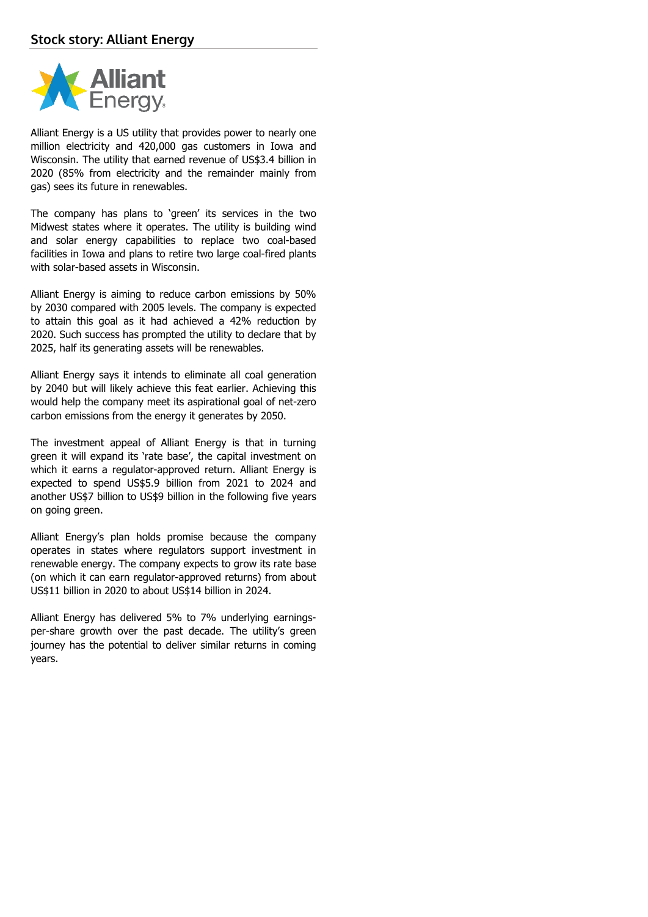## Stock story: Alliant Energy

Alliant Energy is a US utility that provides power to nearly one million electricity and 420,000 gas customers in Iowa and Wisconsin. The utility that earned revenue of US$3.4 billion in 2020 (85% from electricity and the remainder mainly from gas) sees its future in renewables.

The company has plans to 'green' its services in the two Midwest states where it operates. The utility is building wind and solar energy capabilities to replace two coal-based facilities in Iowa and plans to retire two large coal-fired plants with solar-based assets in Wisconsin.

Alliant Energy is aiming to reduce carbon emissions by 50% by 2030 compared with 2005 levels. The company is expected to attain this goal as it had achieved a 42% reduction by 2020. Such success has prompted the utility to declare that by 2025, half its generating assets will be renewables.

Alliant Energy says it intends to eliminate all coal generation by 2040 but will likely achieve this feat earlier. Achieving this would help the company meet its aspirational goal of net-zero carbon emissions from the energy it generates by 2050.

The investment appeal of Alliant Energy is that in turning green it will expand its 'rate base', the capital investment on which it earns a regulator-approved return. Alliant Energy is expected to spend US$5.9 billion from 2021 to 2024 and another US$7 billion to US$9 billion in the following five years on going green.

Alliant Energy's plan holds promise because the company operates in states where regulators support investment in renewable energy. The company expects to grow its rate base (on which it can earn regulator-approved returns) from about US$11 billion in 2020 to about US$14 billion in 2024.

Alliant Energy has delivered 5% to 7% underlying earnings-per-share growth over the past decade. The utility's green journey has the potential to deliver similar returns in coming years.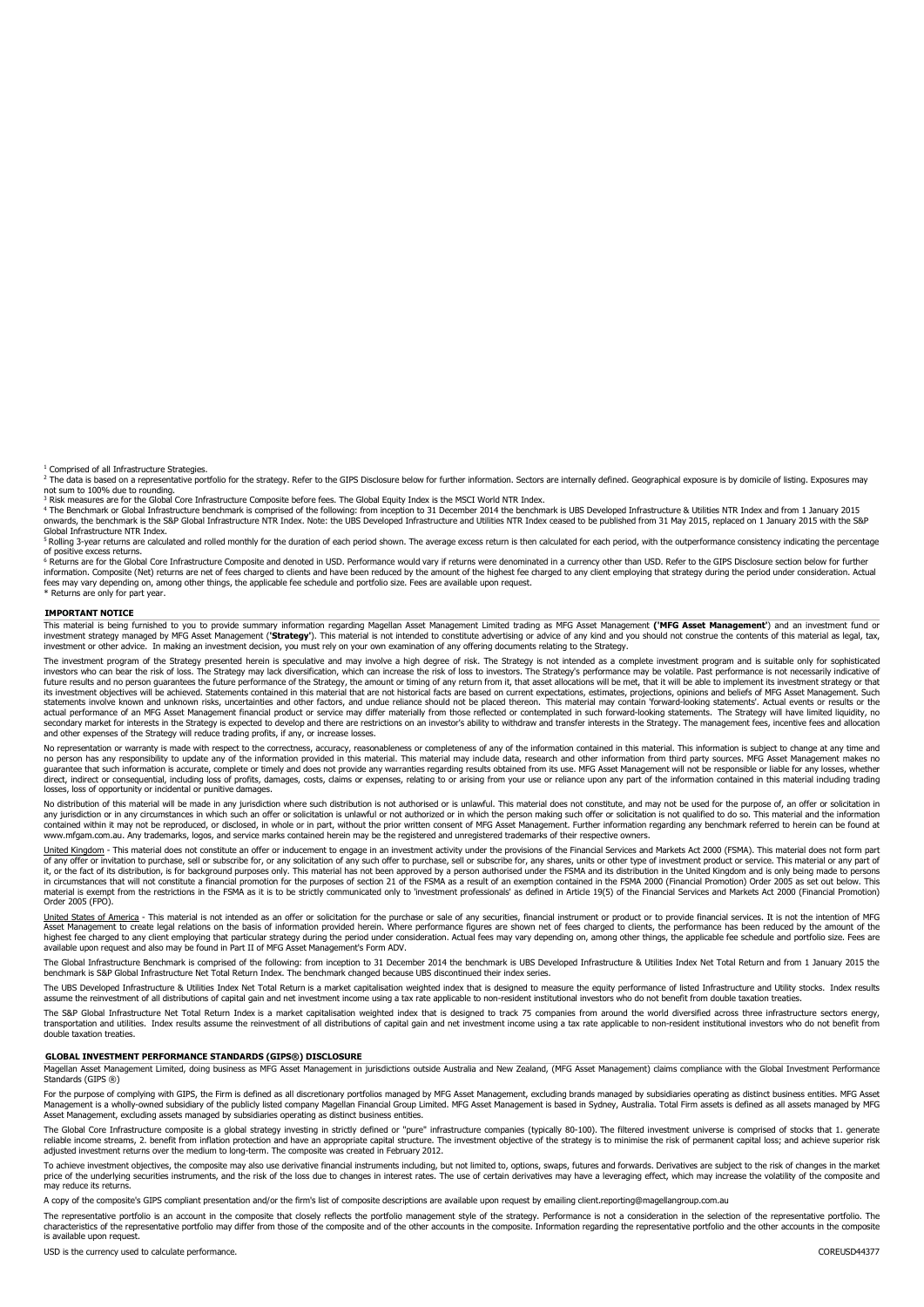[1] Comprised of all Infrastructure Strategies.

[2] The data is based on a representative portfolio for the strategy. Refer to the GIPS Disclosure below for further information. Sectors are internally defined. Geographical exposure is by domicile of listing. Exposures may not sum to 100% due to rounding.

[3] Risk measures are for the Global Core Infrastructure Composite before fees. The Global Equity Index is the MSCI World NTR Index.

[4] The Benchmark or Global Infrastructure benchmark is comprised of the following: from inception to 31 December 2014 the benchmark is UBS Developed Infrastructure & Utilities NTR Index and from 1 January 2015 onwards, the benchmark is the S&P Global Infrastructure NTR Index. Note: the UBS Developed Infrastructure and Utilities NTR Index ceased to be published from 31 May 2015, replaced on 1 January 2015 with the S&P Global Infrastructure NTR Index.

[5] Rolling 3-year returns are calculated and rolled monthly for the duration of each period shown. The average excess return is then calculated for each period, with the outperformance consistency indicating the percentage of positive excess returns.

[6] Returns are for the Global Core Infrastructure Composite and denoted in USD. Performance would vary if returns were denominated in a currency other than USD. Refer to the GIPS Disclosure section below for further information. Composite (Net) returns are net of fees charged to clients and have been reduced by the amount of the highest fee charged to any client employing that strategy during the period under consideration. Actual fees may vary depending on, among other things, the applicable fee schedule and portfolio size. Fees are available upon request.

* Returns are only for part year.

## IMPORTANT NOTICE

This material is being furnished to you to provide summary information regarding Magellan Asset Management Limited trading as MFG Asset Management (**'MFG Asset Management'**) and an investment fund or investment strategy managed by MFG Asset Management (**'Strategy'**). This material is not intended to constitute advertising or advice of any kind and you should not construe the contents of this material as legal, tax, investment or other advice. In making an investment decision, you must rely on your own examination of any offering documents relating to the Strategy.

The investment program of the Strategy presented herein is speculative and may involve a high degree of risk. The Strategy is not intended as a complete investment program and is suitable only for sophisticated investors who can bear the risk of loss. The Strategy may lack diversification, which can increase the risk of loss to investors. The Strategy's performance may be volatile. Past performance is not necessarily indicative of future results and no person guarantees the future performance of the Strategy, the amount or timing of any return from it, that asset allocations will be met, that it will be able to implement its investment strategy or that its investment objectives will be achieved. Statements contained in this material that are not historical facts are based on current expectations, estimates, projections, opinions and beliefs of MFG Asset Management. Such statements involve known and unknown risks, uncertainties and other factors, and undue reliance should not be placed thereon. This material may contain 'forward-looking statements'. Actual events or results or the actual performance of an MFG Asset Management financial product or service may differ materially from those reflected or contemplated in such forward-looking statements. The Strategy will have limited liquidity, no secondary market for interests in the Strategy is expected to develop and there are restrictions on an investor's ability to withdraw and transfer interests in the Strategy. The management fees, incentive fees and allocation and other expenses of the Strategy will reduce trading profits, if any, or increase losses.

No representation or warranty is made with respect to the correctness, accuracy, reasonableness or completeness of any of the information contained in this material. This information is subject to change at any time and no person has any responsibility to update any of the information provided in this material. This material may include data, research and other information from third party sources. MFG Asset Management makes no guarantee that such information is accurate, complete or timely and does not provide any warranties regarding results obtained from its use. MFG Asset Management will not be responsible or liable for any losses, whether direct, indirect or consequential, including loss of profits, damages, costs, claims or expenses, relating to or arising from your use or reliance upon any part of the information contained in this material including trading losses, loss of opportunity or incidental or punitive damages.

No distribution of this material will be made in any jurisdiction where such distribution is not authorised or is unlawful. This material does not constitute, and may not be used for the purpose of, an offer or solicitation in any jurisdiction or in any circumstances in which such an offer or solicitation is unlawful or not authorized or in which the person making such offer or solicitation is not qualified to do so. This material and the information contained within it may not be reproduced, or disclosed, in whole or in part, without the prior written consent of MFG Asset Management. Further information regarding any benchmark referred to herein can be found at www.mfgam.com.au. Any trademarks, logos, and service marks contained herein may be the registered and unregistered trademarks of their respective owners.

<u>United Kingdom</u> - This material does not constitute an offer or inducement to engage in an investment activity under the provisions of the Financial Services and Markets Act 2000 (FSMA). This material does not form part of any offer or invitation to purchase, sell or subscribe for, or any solicitation of any such offer to purchase, sell or subscribe for, any shares, units or other type of investment product or service. This material or any part of it, or the fact of its distribution, is for background purposes only. This material has not been approved by a person authorised under the FSMA and its distribution in the United Kingdom and is only being made to persons in circumstances that will not constitute a financial promotion for the purposes of section 21 of the FSMA as a result of an exemption contained in the FSMA 2000 (Financial Promotion) Order 2005 as set out below. This material is exempt from the restrictions in the FSMA as it is to be strictly communicated only to 'investment professionals' as defined in Article 19(5) of the Financial Services and Markets Act 2000 (Financial Promotion) Order 2005 (FPO).

<u>United States of America</u> - This material is not intended as an offer or solicitation for the purchase or sale of any securities, financial instrument or product or to provide financial services. It is not the intention of MFG Asset Management to create legal relations on the basis of information provided herein. Where performance figures are shown net of fees charged to clients, the performance has been reduced by the amount of the highest fee charged to any client employing that particular strategy during the period under consideration. Actual fees may vary depending on, among other things, the applicable fee schedule and portfolio size. Fees are available upon request and also may be found in Part II of MFG Asset Management's Form ADV.

The Global Infrastructure Benchmark is comprised of the following: from inception to 31 December 2014 the benchmark is UBS Developed Infrastructure & Utilities Index Net Total Return and from 1 January 2015 the benchmark is S&P Global Infrastructure Net Total Return Index. The benchmark changed because UBS discontinued their index series.

The UBS Developed Infrastructure & Utilities Index Net Total Return is a market capitalisation weighted index that is designed to measure the equity performance of listed Infrastructure and Utility stocks. Index results assume the reinvestment of all distributions of capital gain and net investment income using a tax rate applicable to non-resident institutional investors who do not benefit from double taxation treaties.

The S&P Global Infrastructure Net Total Return Index is a market capitalisation weighted index that is designed to track 75 companies from around the world diversified across three infrastructure sectors energy, transportation and utilities. Index results assume the reinvestment of all distributions of capital gain and net investment income using a tax rate applicable to non-resident institutional investors who do not benefit from double taxation treaties.

## GLOBAL INVESTMENT PERFORMANCE STANDARDS (GIPS®) DISCLOSURE

Magellan Asset Management Limited, doing business as MFG Asset Management in jurisdictions outside Australia and New Zealand, (MFG Asset Management) claims compliance with the Global Investment Performance Standards (GIPS ®)

For the purpose of complying with GIPS, the Firm is defined as all discretionary portfolios managed by MFG Asset Management, excluding brands managed by subsidiaries operating as distinct business entities. MFG Asset Management is a wholly-owned subsidiary of the publicly listed company Magellan Financial Group Limited. MFG Asset Management is based in Sydney, Australia. Total Firm assets is defined as all assets managed by MFG Asset Management, excluding assets managed by subsidiaries operating as distinct business entities.

The Global Core Infrastructure composite is a global strategy investing in strictly defined or "pure" infrastructure companies (typically 80-100). The filtered investment universe is comprised of stocks that 1. generate reliable income streams, 2. benefit from inflation protection and have an appropriate capital structure. The investment objective of the strategy is to minimise the risk of permanent capital loss; and achieve superior risk adjusted investment returns over the medium to long-term. The composite was created in February 2012.

To achieve investment objectives, the composite may also use derivative financial instruments including, but not limited to, options, swaps, futures and forwards. Derivatives are subject to the risk of changes in the market price of the underlying securities instruments, and the risk of the loss due to changes in interest rates. The use of certain derivatives may have a leveraging effect, which may increase the volatility of the composite and may reduce its returns.

A copy of the composite's GIPS compliant presentation and/or the firm's list of composite descriptions are available upon request by emailing client.reporting@magellangroup.com.au

The representative portfolio is an account in the composite that closely reflects the portfolio management style of the strategy. Performance is not a consideration in the selection of the representative portfolio. The characteristics of the representative portfolio may differ from those of the composite and of the other accounts in the composite. Information regarding the representative portfolio and the other accounts in the composite is available upon request.

USD is the currency used to calculate performance.

COREUSD44377